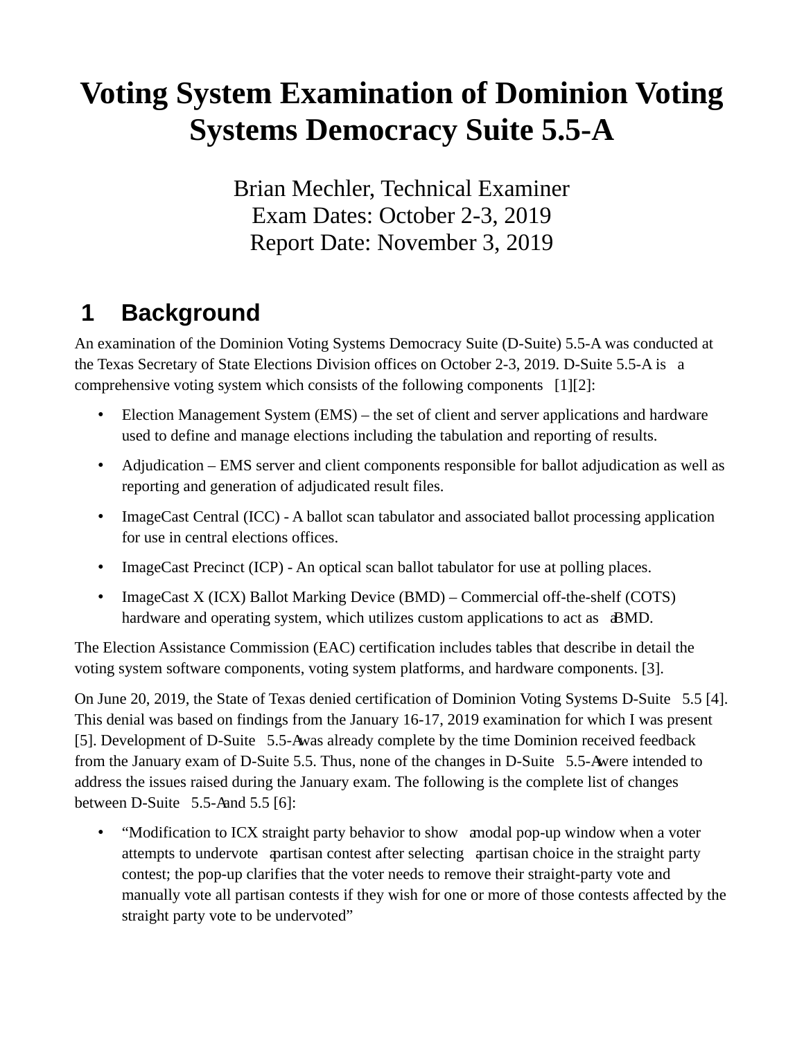# Voting System Examination of Dominion Voting Systems Democracy Suite 5.5-A

Brian Mechler, Technical Examiner
Exam Dates: October 2-3, 2019
Report Date: November 3, 2019

## 1 Background

An examination of the Dominion Voting Systems Democracy Suite (D-Suite) 5.5-A was conducted at the Texas Secretary of State Elections Division offices on October 2-3, 2019. D-Suite 5.5-A is a comprehensive voting system which consists of the following components [1][2]:

- Election Management System (EMS) – the set of client and server applications and hardware used to define and manage elections including the tabulation and reporting of results.
- Adjudication – EMS server and client components responsible for ballot adjudication as well as reporting and generation of adjudicated result files.
- ImageCast Central (ICC) - A ballot scan tabulator and associated ballot processing application for use in central elections offices.
- ImageCast Precinct (ICP) - An optical scan ballot tabulator for use at polling places.
- ImageCast X (ICX) Ballot Marking Device (BMD) – Commercial off-the-shelf (COTS) hardware and operating system, which utilizes custom applications to act as a BMD.

The Election Assistance Commission (EAC) certification includes tables that describe in detail the voting system software components, voting system platforms, and hardware components. [3].

On June 20, 2019, the State of Texas denied certification of Dominion Voting Systems D-Suite 5.5 [4]. This denial was based on findings from the January 16-17, 2019 examination for which I was present [5]. Development of D-Suite 5.5-A was already complete by the time Dominion received feedback from the January exam of D-Suite 5.5. Thus, none of the changes in D-Suite 5.5-A were intended to address the issues raised during the January exam. The following is the complete list of changes between D-Suite 5.5-A and 5.5 [6]:

- "Modification to ICX straight party behavior to show a modal pop-up window when a voter attempts to undervote a partisan contest after selecting a partisan choice in the straight party contest; the pop-up clarifies that the voter needs to remove their straight-party vote and manually vote all partisan contests if they wish for one or more of those contests affected by the straight party vote to be undervoted"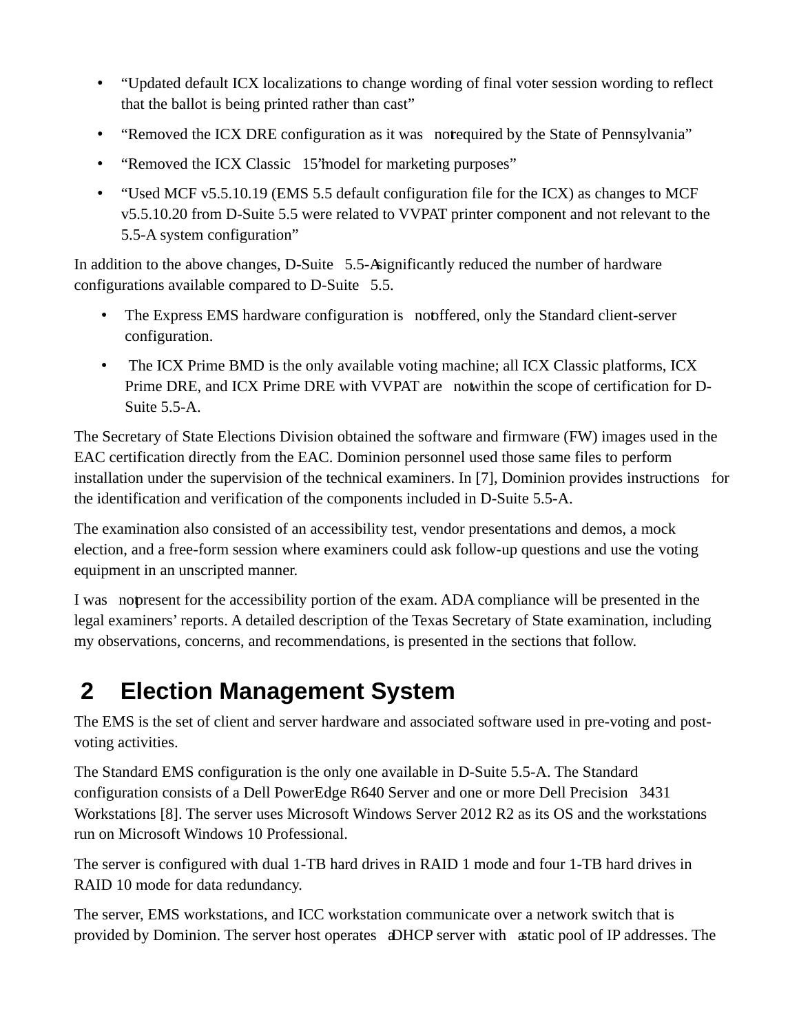- "Updated default ICX localizations to change wording of final voter session wording to reflect that the ballot is being printed rather than cast"
- "Removed the ICX DRE configuration as it was not required by the State of Pennsylvania"
- "Removed the ICX Classic 15" model for marketing purposes"
- "Used MCF v5.5.10.19 (EMS 5.5 default configuration file for the ICX) as changes to MCF v5.5.10.20 from D-Suite 5.5 were related to VVPAT printer component and not relevant to the 5.5-A system configuration"

In addition to the above changes, D-Suite 5.5-A significantly reduced the number of hardware configurations available compared to D-Suite 5.5.

- The Express EMS hardware configuration is not offered, only the Standard client-server configuration.
- The ICX Prime BMD is the only available voting machine; all ICX Classic platforms, ICX Prime DRE, and ICX Prime DRE with VVPAT are not within the scope of certification for D-Suite 5.5-A.

The Secretary of State Elections Division obtained the software and firmware (FW) images used in the EAC certification directly from the EAC. Dominion personnel used those same files to perform installation under the supervision of the technical examiners. In [7], Dominion provides instructions for the identification and verification of the components included in D-Suite 5.5-A.

The examination also consisted of an accessibility test, vendor presentations and demos, a mock election, and a free-form session where examiners could ask follow-up questions and use the voting equipment in an unscripted manner.

I was not present for the accessibility portion of the exam. ADA compliance will be presented in the legal examiners' reports. A detailed description of the Texas Secretary of State examination, including my observations, concerns, and recommendations, is presented in the sections that follow.

# 2 Election Management System

The EMS is the set of client and server hardware and associated software used in pre-voting and post-voting activities.

The Standard EMS configuration is the only one available in D-Suite 5.5-A. The Standard configuration consists of a Dell PowerEdge R640 Server and one or more Dell Precision 3431 Workstations [8]. The server uses Microsoft Windows Server 2012 R2 as its OS and the workstations run on Microsoft Windows 10 Professional.

The server is configured with dual 1-TB hard drives in RAID 1 mode and four 1-TB hard drives in RAID 10 mode for data redundancy.

The server, EMS workstations, and ICC workstation communicate over a network switch that is provided by Dominion. The server host operates a DHCP server with a static pool of IP addresses. The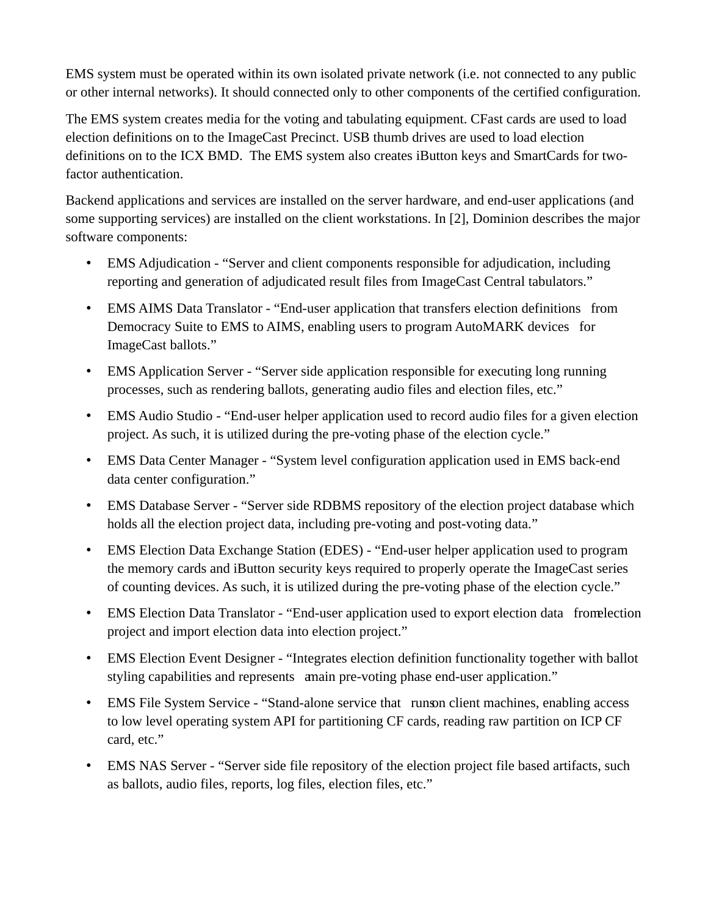EMS system must be operated within its own isolated private network (i.e. not connected to any public or other internal networks). It should connected only to other components of the certified configuration.

The EMS system creates media for the voting and tabulating equipment. CFast cards are used to load election definitions on to the ImageCast Precinct. USB thumb drives are used to load election definitions on to the ICX BMD. The EMS system also creates iButton keys and SmartCards for two-factor authentication.

Backend applications and services are installed on the server hardware, and end-user applications (and some supporting services) are installed on the client workstations. In [2], Dominion describes the major software components:

- EMS Adjudication - "Server and client components responsible for adjudication, including reporting and generation of adjudicated result files from ImageCast Central tabulators."
- EMS AIMS Data Translator - "End-user application that transfers election definitions from Democracy Suite to EMS to AIMS, enabling users to program AutoMARK devices for ImageCast ballots."
- EMS Application Server - "Server side application responsible for executing long running processes, such as rendering ballots, generating audio files and election files, etc."
- EMS Audio Studio - "End-user helper application used to record audio files for a given election project. As such, it is utilized during the pre-voting phase of the election cycle."
- EMS Data Center Manager - "System level configuration application used in EMS back-end data center configuration."
- EMS Database Server - "Server side RDBMS repository of the election project database which holds all the election project data, including pre-voting and post-voting data."
- EMS Election Data Exchange Station (EDES) - "End-user helper application used to program the memory cards and iButton security keys required to properly operate the ImageCast series of counting devices. As such, it is utilized during the pre-voting phase of the election cycle."
- EMS Election Data Translator - "End-user application used to export election data from election project and import election data into election project."
- EMS Election Event Designer - "Integrates election definition functionality together with ballot styling capabilities and represents a main pre-voting phase end-user application."
- EMS File System Service - "Stand-alone service that runs on client machines, enabling access to low level operating system API for partitioning CF cards, reading raw partition on ICP CF card, etc."
- EMS NAS Server - "Server side file repository of the election project file based artifacts, such as ballots, audio files, reports, log files, election files, etc."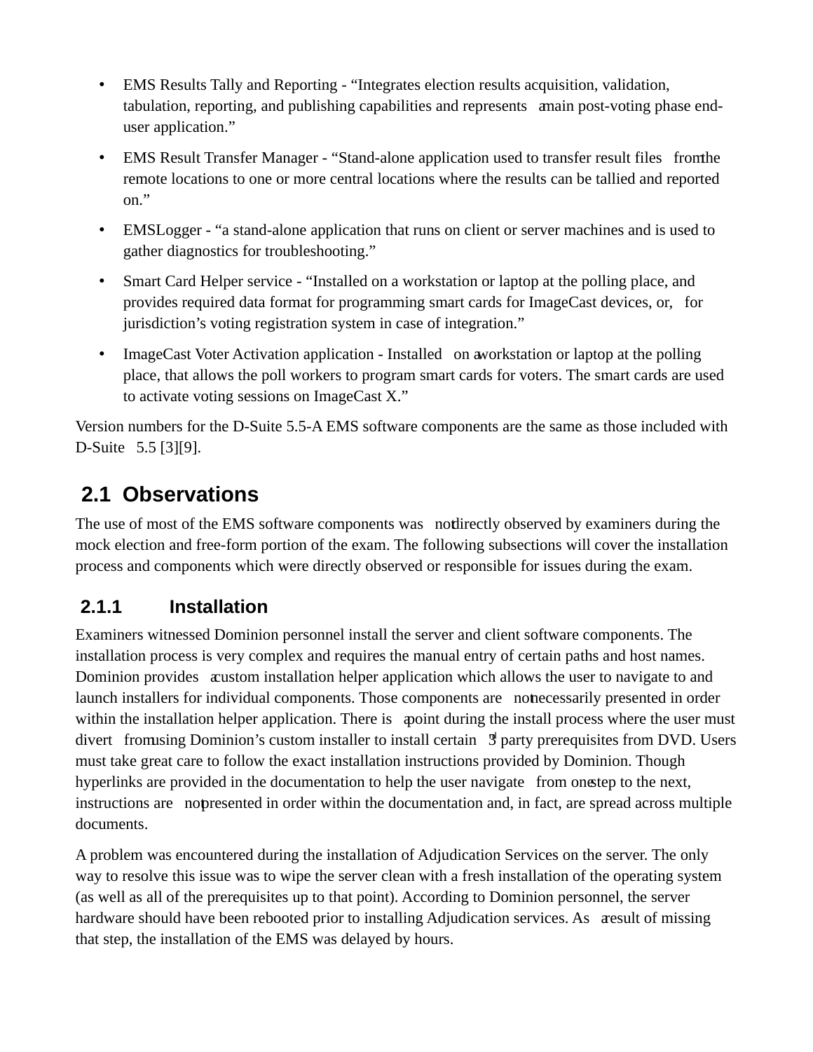- EMS Results Tally and Reporting - "Integrates election results acquisition, validation, tabulation, reporting, and publishing capabilities and represents a main post-voting phase end-user application."
- EMS Result Transfer Manager - "Stand-alone application used to transfer result files from the remote locations to one or more central locations where the results can be tallied and reported on."
- EMSLogger - "a stand-alone application that runs on client or server machines and is used to gather diagnostics for troubleshooting."
- Smart Card Helper service - "Installed on a workstation or laptop at the polling place, and provides required data format for programming smart cards for ImageCast devices, or, for jurisdiction's voting registration system in case of integration."
- ImageCast Voter Activation application - Installed on a workstation or laptop at the polling place, that allows the poll workers to program smart cards for voters. The smart cards are used to activate voting sessions on ImageCast X."

Version numbers for the D-Suite 5.5-A EMS software components are the same as those included with D-Suite 5.5 [3][9].

## 2.1 Observations

The use of most of the EMS software components was not directly observed by examiners during the mock election and free-form portion of the exam. The following subsections will cover the installation process and components which were directly observed or responsible for issues during the exam.

### 2.1.1 Installation

Examiners witnessed Dominion personnel install the server and client software components. The installation process is very complex and requires the manual entry of certain paths and host names. Dominion provides a custom installation helper application which allows the user to navigate to and launch installers for individual components. Those components are not necessarily presented in order within the installation helper application. There is a point during the install process where the user must divert from using Dominion's custom installer to install certain 3rd party prerequisites from DVD. Users must take great care to follow the exact installation instructions provided by Dominion. Though hyperlinks are provided in the documentation to help the user navigate from one step to the next, instructions are not presented in order within the documentation and, in fact, are spread across multiple documents.

A problem was encountered during the installation of Adjudication Services on the server. The only way to resolve this issue was to wipe the server clean with a fresh installation of the operating system (as well as all of the prerequisites up to that point). According to Dominion personnel, the server hardware should have been rebooted prior to installing Adjudication services. As a result of missing that step, the installation of the EMS was delayed by hours.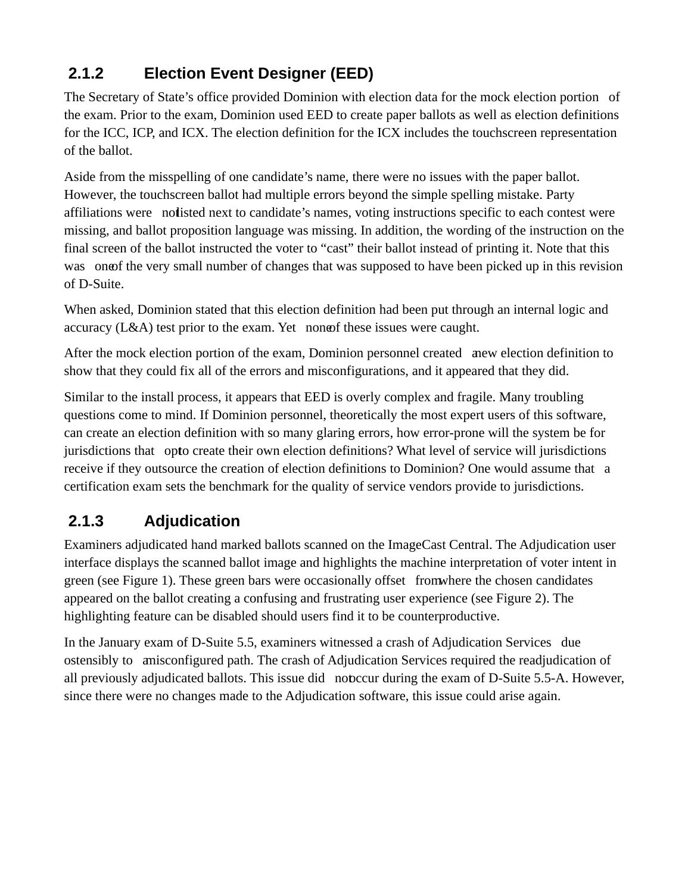### 2.1.2 Election Event Designer (EED)

The Secretary of State's office provided Dominion with election data for the mock election portion of the exam. Prior to the exam, Dominion used EED to create paper ballots as well as election definitions for the ICC, ICP, and ICX. The election definition for the ICX includes the touchscreen representation of the ballot.

Aside from the misspelling of one candidate's name, there were no issues with the paper ballot. However, the touchscreen ballot had multiple errors beyond the simple spelling mistake. Party affiliations were not listed next to candidate's names, voting instructions specific to each contest were missing, and ballot proposition language was missing. In addition, the wording of the instruction on the final screen of the ballot instructed the voter to "cast" their ballot instead of printing it. Note that this was one of the very small number of changes that was supposed to have been picked up in this revision of D-Suite.

When asked, Dominion stated that this election definition had been put through an internal logic and accuracy (L&A) test prior to the exam. Yet none of these issues were caught.

After the mock election portion of the exam, Dominion personnel created a new election definition to show that they could fix all of the errors and misconfigurations, and it appeared that they did.

Similar to the install process, it appears that EED is overly complex and fragile. Many troubling questions come to mind. If Dominion personnel, theoretically the most expert users of this software, can create an election definition with so many glaring errors, how error-prone will the system be for jurisdictions that opt to create their own election definitions? What level of service will jurisdictions receive if they outsource the creation of election definitions to Dominion? One would assume that a certification exam sets the benchmark for the quality of service vendors provide to jurisdictions.

### 2.1.3 Adjudication

Examiners adjudicated hand marked ballots scanned on the ImageCast Central. The Adjudication user interface displays the scanned ballot image and highlights the machine interpretation of voter intent in green (see Figure 1). These green bars were occasionally offset from where the chosen candidates appeared on the ballot creating a confusing and frustrating user experience (see Figure 2). The highlighting feature can be disabled should users find it to be counterproductive.

In the January exam of D-Suite 5.5, examiners witnessed a crash of Adjudication Services due ostensibly to a misconfigured path. The crash of Adjudication Services required the readjudication of all previously adjudicated ballots. This issue did not occur during the exam of D-Suite 5.5-A. However, since there were no changes made to the Adjudication software, this issue could arise again.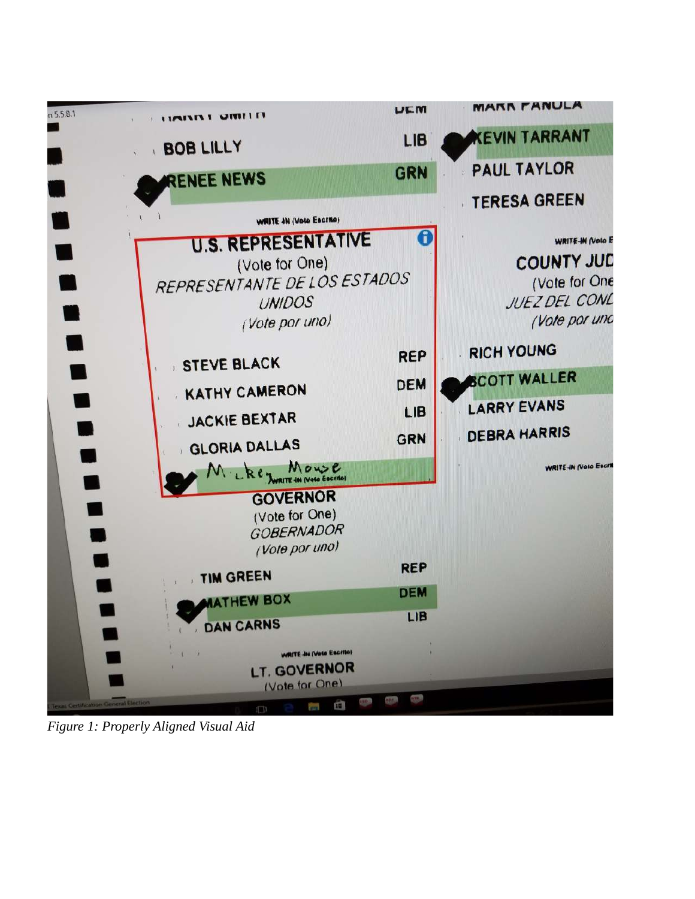*Figure 1: Properly Aligned Visual Aid*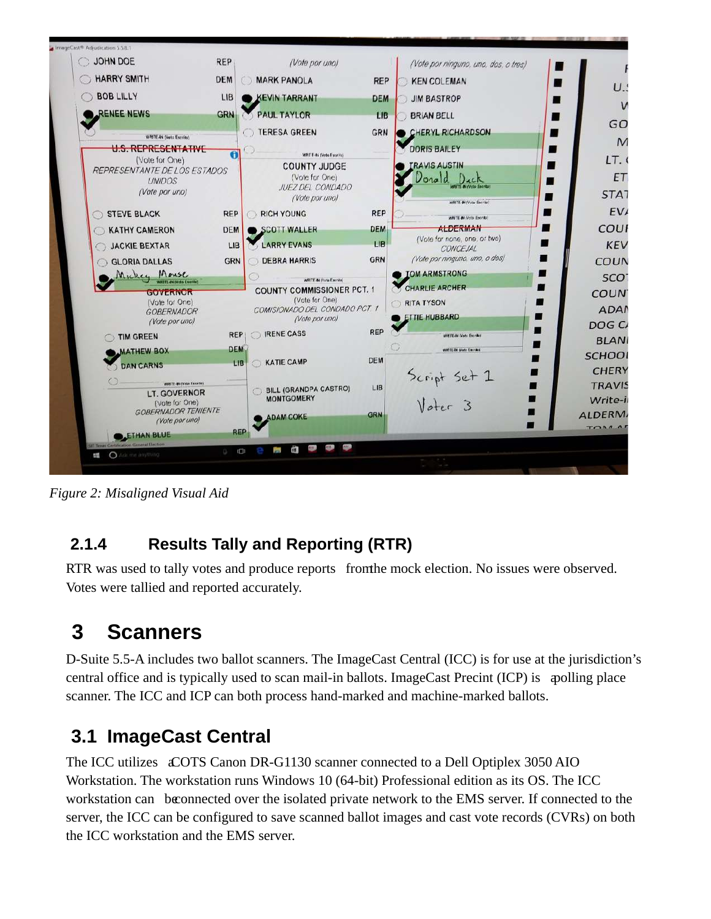*Figure 2: Misaligned Visual Aid*

### 2.1.4 Results Tally and Reporting (RTR)

RTR was used to tally votes and produce reports from the mock election. No issues were observed. Votes were tallied and reported accurately.

# 3 Scanners

D-Suite 5.5-A includes two ballot scanners. The ImageCast Central (ICC) is for use at the jurisdiction's central office and is typically used to scan mail-in ballots. ImageCast Precint (ICP) is a polling place scanner. The ICC and ICP can both process hand-marked and machine-marked ballots.

## 3.1 ImageCast Central

The ICC utilizes a COTS Canon DR-G1130 scanner connected to a Dell Optiplex 3050 AIO Workstation. The workstation runs Windows 10 (64-bit) Professional edition as its OS. The ICC workstation can be connected over the isolated private network to the EMS server. If connected to the server, the ICC can be configured to save scanned ballot images and cast vote records (CVRs) on both the ICC workstation and the EMS server.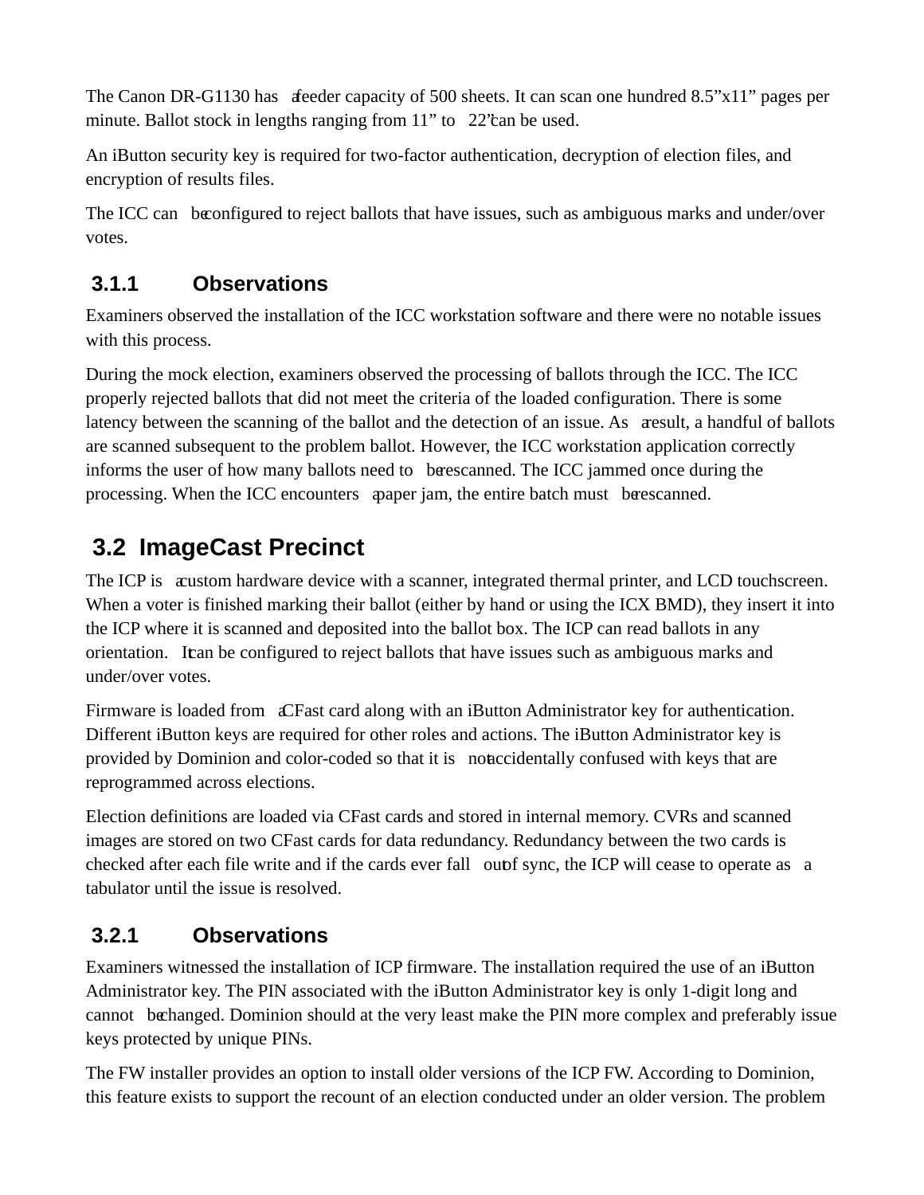The Canon DR-G1130 has a feeder capacity of 500 sheets. It can scan one hundred 8.5”x11” pages per minute. Ballot stock in lengths ranging from 11” to 22” can be used.

An iButton security key is required for two-factor authentication, decryption of election files, and encryption of results files.

The ICC can be configured to reject ballots that have issues, such as ambiguous marks and under/over votes.

### 3.1.1 Observations

Examiners observed the installation of the ICC workstation software and there were no notable issues with this process.

During the mock election, examiners observed the processing of ballots through the ICC. The ICC properly rejected ballots that did not meet the criteria of the loaded configuration. There is some latency between the scanning of the ballot and the detection of an issue. As a result, a handful of ballots are scanned subsequent to the problem ballot. However, the ICC workstation application correctly informs the user of how many ballots need to be rescanned. The ICC jammed once during the processing. When the ICC encounters a paper jam, the entire batch must be rescanned.

## 3.2 ImageCast Precinct

The ICP is a custom hardware device with a scanner, integrated thermal printer, and LCD touchscreen. When a voter is finished marking their ballot (either by hand or using the ICX BMD), they insert it into the ICP where it is scanned and deposited into the ballot box. The ICP can read ballots in any orientation. It can be configured to reject ballots that have issues such as ambiguous marks and under/over votes.

Firmware is loaded from a CFast card along with an iButton Administrator key for authentication. Different iButton keys are required for other roles and actions. The iButton Administrator key is provided by Dominion and color-coded so that it is not accidentally confused with keys that are reprogrammed across elections.

Election definitions are loaded via CFast cards and stored in internal memory. CVRs and scanned images are stored on two CFast cards for data redundancy. Redundancy between the two cards is checked after each file write and if the cards ever fall out of sync, the ICP will cease to operate as a tabulator until the issue is resolved.

### 3.2.1 Observations

Examiners witnessed the installation of ICP firmware. The installation required the use of an iButton Administrator key. The PIN associated with the iButton Administrator key is only 1-digit long and cannot be changed. Dominion should at the very least make the PIN more complex and preferably issue keys protected by unique PINs.

The FW installer provides an option to install older versions of the ICP FW. According to Dominion, this feature exists to support the recount of an election conducted under an older version. The problem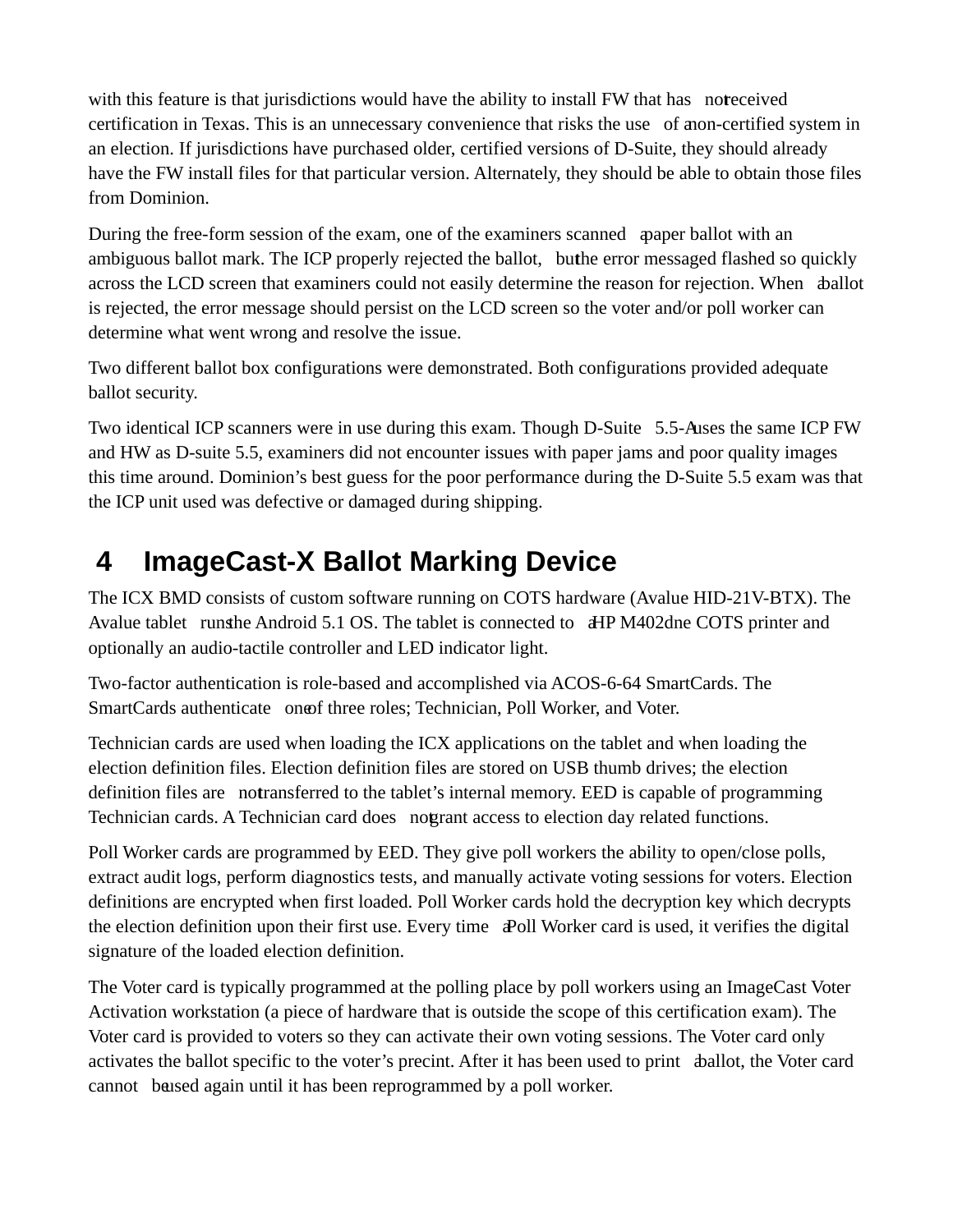with this feature is that jurisdictions would have the ability to install FW that has not received certification in Texas. This is an unnecessary convenience that risks the use of a non-certified system in an election. If jurisdictions have purchased older, certified versions of D-Suite, they should already have the FW install files for that particular version. Alternately, they should be able to obtain those files from Dominion.

During the free-form session of the exam, one of the examiners scanned a paper ballot with an ambiguous ballot mark. The ICP properly rejected the ballot, but the error messaged flashed so quickly across the LCD screen that examiners could not easily determine the reason for rejection. When a ballot is rejected, the error message should persist on the LCD screen so the voter and/or poll worker can determine what went wrong and resolve the issue.

Two different ballot box configurations were demonstrated. Both configurations provided adequate ballot security.

Two identical ICP scanners were in use during this exam. Though D-Suite 5.5-A uses the same ICP FW and HW as D-suite 5.5, examiners did not encounter issues with paper jams and poor quality images this time around. Dominion's best guess for the poor performance during the D-Suite 5.5 exam was that the ICP unit used was defective or damaged during shipping.

# 4 ImageCast-X Ballot Marking Device

The ICX BMD consists of custom software running on COTS hardware (Avalue HID-21V-BTX). The Avalue tablet runs the Android 5.1 OS. The tablet is connected to a HP M402dne COTS printer and optionally an audio-tactile controller and LED indicator light.

Two-factor authentication is role-based and accomplished via ACOS-6-64 SmartCards. The SmartCards authenticate one of three roles; Technician, Poll Worker, and Voter.

Technician cards are used when loading the ICX applications on the tablet and when loading the election definition files. Election definition files are stored on USB thumb drives; the election definition files are not transferred to the tablet's internal memory. EED is capable of programming Technician cards. A Technician card does not grant access to election day related functions.

Poll Worker cards are programmed by EED. They give poll workers the ability to open/close polls, extract audit logs, perform diagnostics tests, and manually activate voting sessions for voters. Election definitions are encrypted when first loaded. Poll Worker cards hold the decryption key which decrypts the election definition upon their first use. Every time a Poll Worker card is used, it verifies the digital signature of the loaded election definition.

The Voter card is typically programmed at the polling place by poll workers using an ImageCast Voter Activation workstation (a piece of hardware that is outside the scope of this certification exam). The Voter card is provided to voters so they can activate their own voting sessions. The Voter card only activates the ballot specific to the voter's precint. After it has been used to print a ballot, the Voter card cannot be used again until it has been reprogrammed by a poll worker.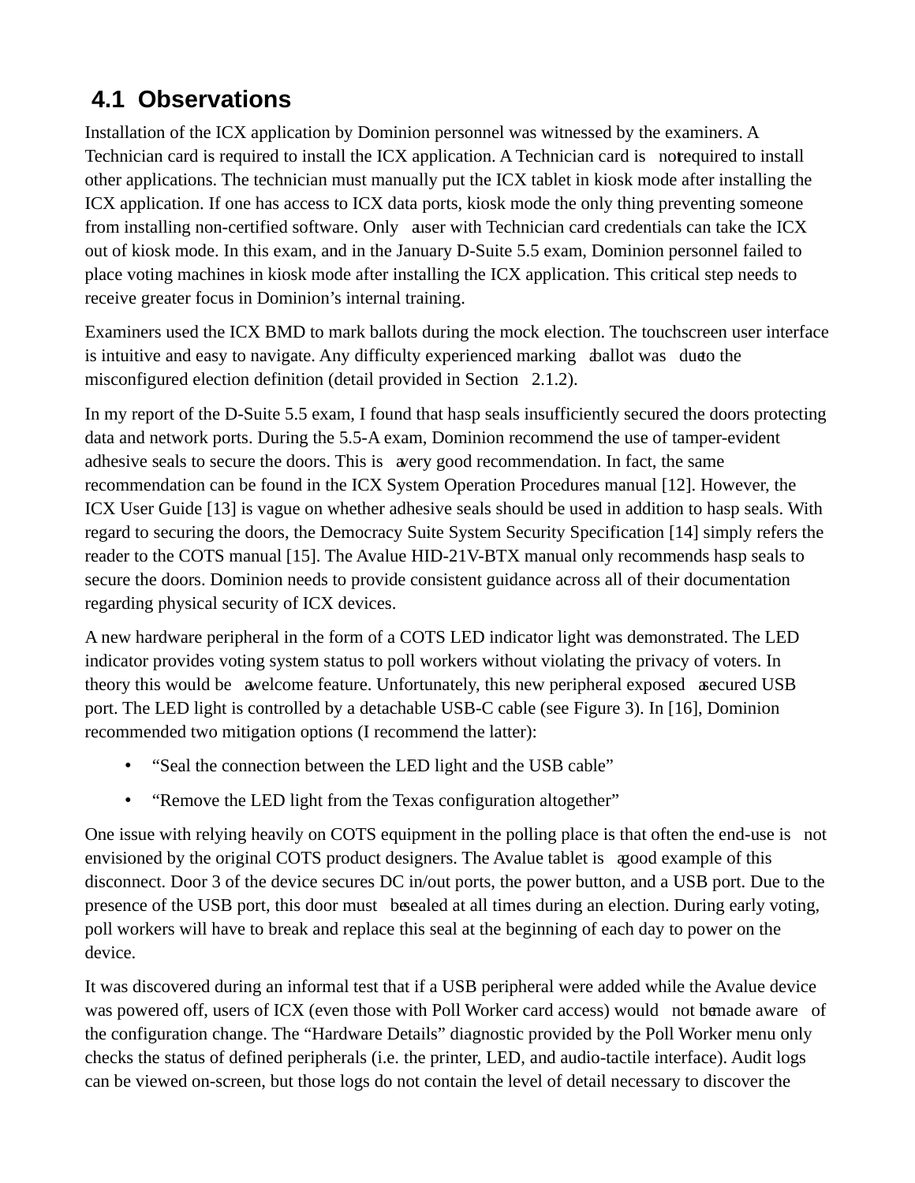## 4.1 Observations

Installation of the ICX application by Dominion personnel was witnessed by the examiners. A Technician card is required to install the ICX application. A Technician card is not required to install other applications. The technician must manually put the ICX tablet in kiosk mode after installing the ICX application. If one has access to ICX data ports, kiosk mode the only thing preventing someone from installing non-certified software. Only a user with Technician card credentials can take the ICX out of kiosk mode. In this exam, and in the January D-Suite 5.5 exam, Dominion personnel failed to place voting machines in kiosk mode after installing the ICX application. This critical step needs to receive greater focus in Dominion's internal training.

Examiners used the ICX BMD to mark ballots during the mock election. The touchscreen user interface is intuitive and easy to navigate. Any difficulty experienced marking a ballot was due to the misconfigured election definition (detail provided in Section 2.1.2).

In my report of the D-Suite 5.5 exam, I found that hasp seals insufficiently secured the doors protecting data and network ports. During the 5.5-A exam, Dominion recommend the use of tamper-evident adhesive seals to secure the doors. This is a very good recommendation. In fact, the same recommendation can be found in the ICX System Operation Procedures manual [12]. However, the ICX User Guide [13] is vague on whether adhesive seals should be used in addition to hasp seals. With regard to securing the doors, the Democracy Suite System Security Specification [14] simply refers the reader to the COTS manual [15]. The Avalue HID-21V-BTX manual only recommends hasp seals to secure the doors. Dominion needs to provide consistent guidance across all of their documentation regarding physical security of ICX devices.

A new hardware peripheral in the form of a COTS LED indicator light was demonstrated. The LED indicator provides voting system status to poll workers without violating the privacy of voters. In theory this would be a welcome feature. Unfortunately, this new peripheral exposed a secured USB port. The LED light is controlled by a detachable USB-C cable (see Figure 3). In [16], Dominion recommended two mitigation options (I recommend the latter):

- "Seal the connection between the LED light and the USB cable"
- "Remove the LED light from the Texas configuration altogether"

One issue with relying heavily on COTS equipment in the polling place is that often the end-use is not envisioned by the original COTS product designers. The Avalue tablet is a good example of this disconnect. Door 3 of the device secures DC in/out ports, the power button, and a USB port. Due to the presence of the USB port, this door must be sealed at all times during an election. During early voting, poll workers will have to break and replace this seal at the beginning of each day to power on the device.

It was discovered during an informal test that if a USB peripheral were added while the Avalue device was powered off, users of ICX (even those with Poll Worker card access) would not be made aware of the configuration change. The "Hardware Details" diagnostic provided by the Poll Worker menu only checks the status of defined peripherals (i.e. the printer, LED, and audio-tactile interface). Audit logs can be viewed on-screen, but those logs do not contain the level of detail necessary to discover the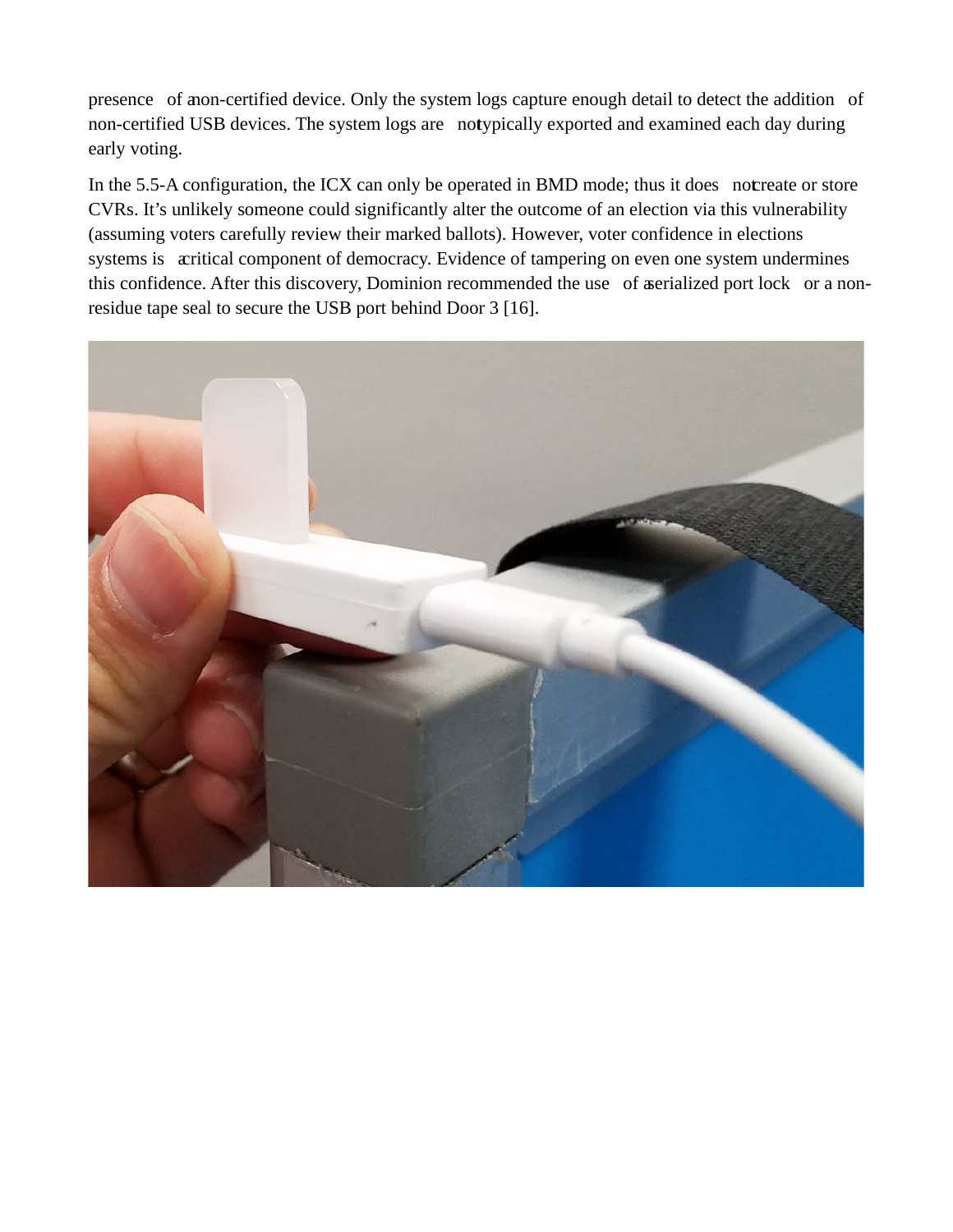presence of a non-certified device. Only the system logs capture enough detail to detect the addition of non-certified USB devices. The system logs are not typically exported and examined each day during early voting.

In the 5.5-A configuration, the ICX can only be operated in BMD mode; thus it does not create or store CVRs. It's unlikely someone could significantly alter the outcome of an election via this vulnerability (assuming voters carefully review their marked ballots). However, voter confidence in elections systems is a critical component of democracy. Evidence of tampering on even one system undermines this confidence. After this discovery, Dominion recommended the use of a serialized port lock or a non-residue tape seal to secure the USB port behind Door 3 [16].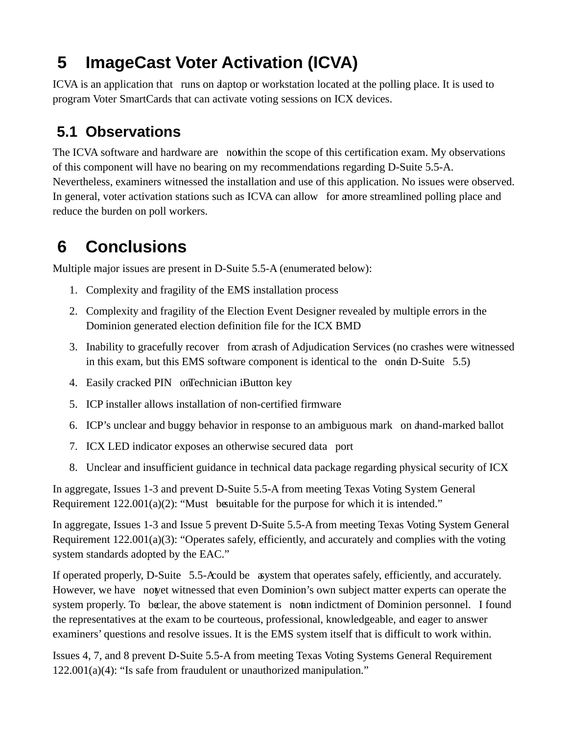# 5 ImageCast Voter Activation (ICVA)

ICVA is an application that runs on a laptop or workstation located at the polling place. It is used to program Voter SmartCards that can activate voting sessions on ICX devices.

## 5.1 Observations

The ICVA software and hardware are not within the scope of this certification exam. My observations of this component will have no bearing on my recommendations regarding D-Suite 5.5-A. Nevertheless, examiners witnessed the installation and use of this application. No issues were observed. In general, voter activation stations such as ICVA can allow for a more streamlined polling place and reduce the burden on poll workers.

# 6 Conclusions

Multiple major issues are present in D-Suite 5.5-A (enumerated below):

1. Complexity and fragility of the EMS installation process
2. Complexity and fragility of the Election Event Designer revealed by multiple errors in the Dominion generated election definition file for the ICX BMD
3. Inability to gracefully recover from a crash of Adjudication Services (no crashes were witnessed in this exam, but this EMS software component is identical to the one in D-Suite 5.5)
4. Easily cracked PIN on Technician iButton key
5. ICP installer allows installation of non-certified firmware
6. ICP's unclear and buggy behavior in response to an ambiguous mark on a hand-marked ballot
7. ICX LED indicator exposes an otherwise secured data port
8. Unclear and insufficient guidance in technical data package regarding physical security of ICX

In aggregate, Issues 1-3 and prevent D-Suite 5.5-A from meeting Texas Voting System General Requirement 122.001(a)(2): "Must be suitable for the purpose for which it is intended."

In aggregate, Issues 1-3 and Issue 5 prevent D-Suite 5.5-A from meeting Texas Voting System General Requirement 122.001(a)(3): "Operates safely, efficiently, and accurately and complies with the voting system standards adopted by the EAC."

If operated properly, D-Suite 5.5-A could be a system that operates safely, efficiently, and accurately. However, we have not yet witnessed that even Dominion's own subject matter experts can operate the system properly. To be clear, the above statement is not an indictment of Dominion personnel. I found the representatives at the exam to be courteous, professional, knowledgeable, and eager to answer examiners' questions and resolve issues. It is the EMS system itself that is difficult to work within.

Issues 4, 7, and 8 prevent D-Suite 5.5-A from meeting Texas Voting Systems General Requirement 122.001(a)(4): "Is safe from fraudulent or unauthorized manipulation."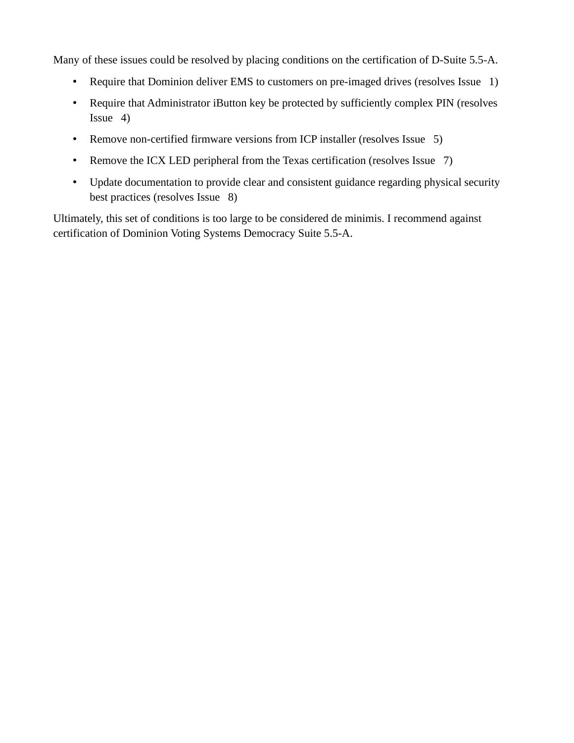Many of these issues could be resolved by placing conditions on the certification of D-Suite 5.5-A.

- Require that Dominion deliver EMS to customers on pre-imaged drives (resolves Issue 1)
- Require that Administrator iButton key be protected by sufficiently complex PIN (resolves Issue 4)
- Remove non-certified firmware versions from ICP installer (resolves Issue 5)
- Remove the ICX LED peripheral from the Texas certification (resolves Issue 7)
- Update documentation to provide clear and consistent guidance regarding physical security best practices (resolves Issue 8)

Ultimately, this set of conditions is too large to be considered de minimis. I recommend against certification of Dominion Voting Systems Democracy Suite 5.5-A.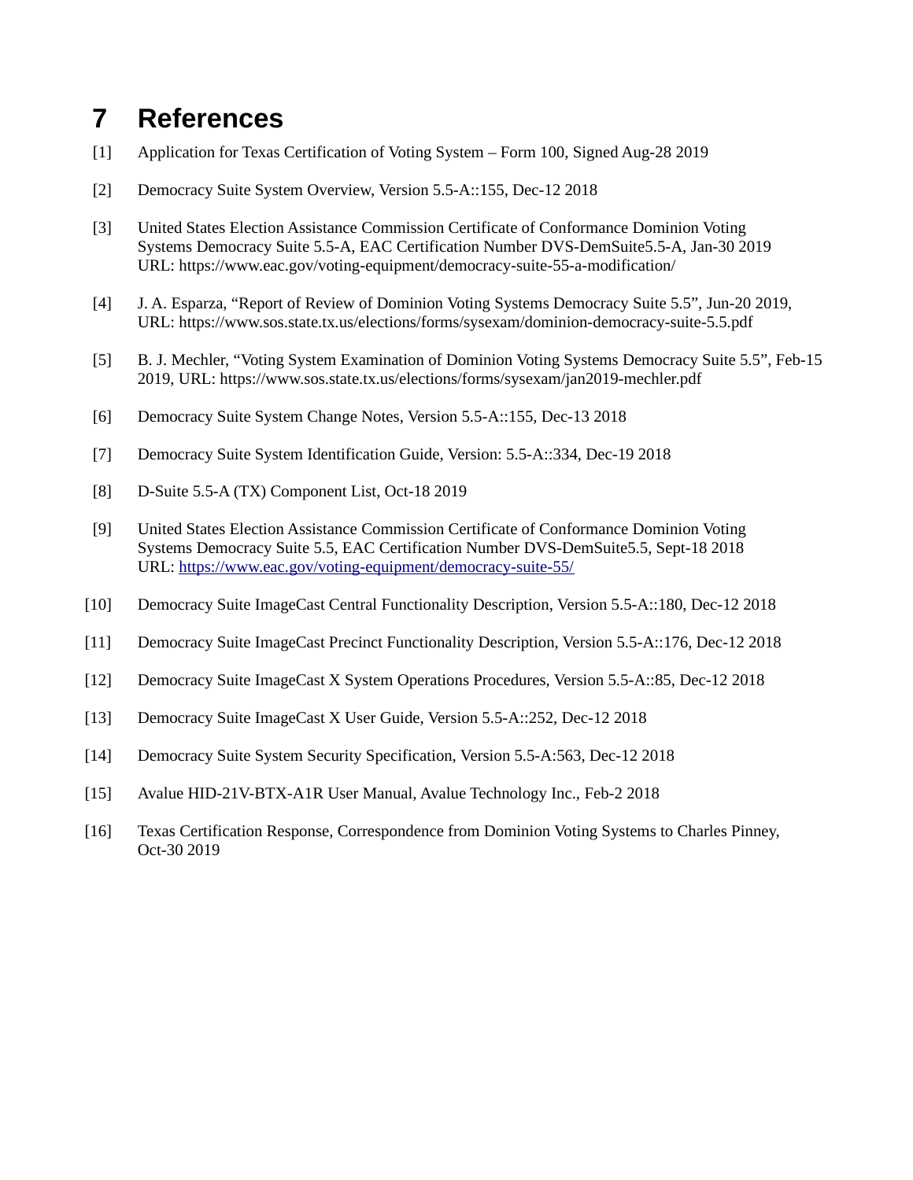# 7 References

[1] Application for Texas Certification of Voting System – Form 100, Signed Aug-28 2019

[2] Democracy Suite System Overview, Version 5.5-A::155, Dec-12 2018

[3] United States Election Assistance Commission Certificate of Conformance Dominion Voting Systems Democracy Suite 5.5-A, EAC Certification Number DVS-DemSuite5.5-A, Jan-30 2019 URL: https://www.eac.gov/voting-equipment/democracy-suite-55-a-modification/

[4] J. A. Esparza, "Report of Review of Dominion Voting Systems Democracy Suite 5.5", Jun-20 2019, URL: https://www.sos.state.tx.us/elections/forms/sysexam/dominion-democracy-suite-5.5.pdf

[5] B. J. Mechler, "Voting System Examination of Dominion Voting Systems Democracy Suite 5.5", Feb-15 2019, URL: https://www.sos.state.tx.us/elections/forms/sysexam/jan2019-mechler.pdf

[6] Democracy Suite System Change Notes, Version 5.5-A::155, Dec-13 2018

[7] Democracy Suite System Identification Guide, Version: 5.5-A::334, Dec-19 2018

[8] D-Suite 5.5-A (TX) Component List, Oct-18 2019

[9] United States Election Assistance Commission Certificate of Conformance Dominion Voting Systems Democracy Suite 5.5, EAC Certification Number DVS-DemSuite5.5, Sept-18 2018 URL: https://www.eac.gov/voting-equipment/democracy-suite-55/

[10] Democracy Suite ImageCast Central Functionality Description, Version 5.5-A::180, Dec-12 2018

[11] Democracy Suite ImageCast Precinct Functionality Description, Version 5.5-A::176, Dec-12 2018

[12] Democracy Suite ImageCast X System Operations Procedures, Version 5.5-A::85, Dec-12 2018

[13] Democracy Suite ImageCast X User Guide, Version 5.5-A::252, Dec-12 2018

[14] Democracy Suite System Security Specification, Version 5.5-A:563, Dec-12 2018

[15] Avalue HID-21V-BTX-A1R User Manual, Avalue Technology Inc., Feb-2 2018

[16] Texas Certification Response, Correspondence from Dominion Voting Systems to Charles Pinney, Oct-30 2019